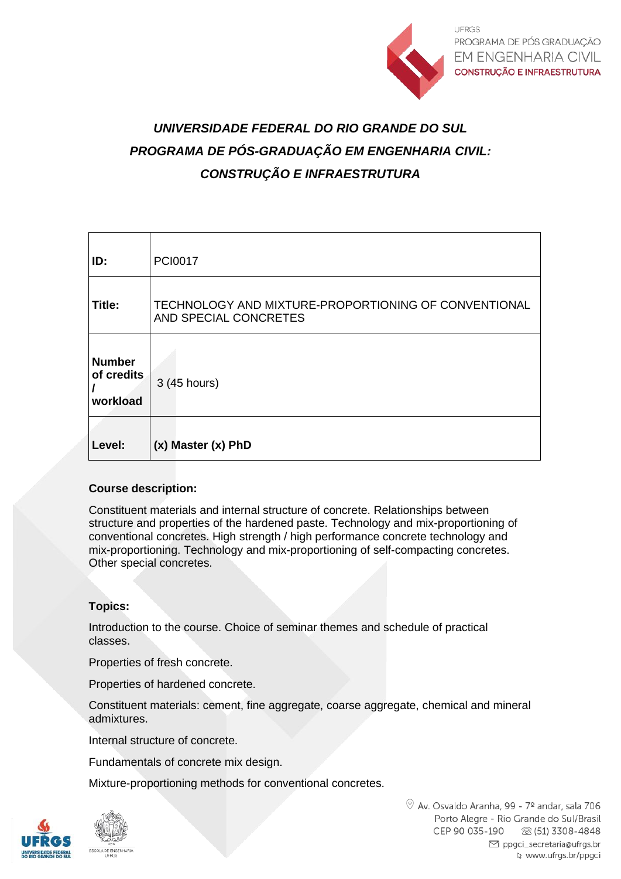***UNIVERSIDADE FEDERAL DO RIO GRANDE DO SUL***

***PROGRAMA DE PÓS-GRADUAÇÃO EM ENGENHARIA CIVIL: CONSTRUÇÃO E INFRAESTRUTURA***

| | |
|---|---|
| **ID:** | PCI0017 |
| **Title:** | TECHNOLOGY AND MIXTURE-PROPORTIONING OF CONVENTIONAL AND SPECIAL CONCRETES |
| **Number of credits / workload** | 3 (45 hours) |
| **Level:** | **(x) Master (x) PhD** |

**Course description:**

Constituent materials and internal structure of concrete. Relationships between structure and properties of the hardened paste. Technology and mix-proportioning of conventional concretes. High strength / high performance concrete technology and mix-proportioning. Technology and mix-proportioning of self-compacting concretes. Other special concretes.

**Topics:**

Introduction to the course. Choice of seminar themes and schedule of practical classes.

Properties of fresh concrete.

Properties of hardened concrete.

Constituent materials: cement, fine aggregate, coarse aggregate, chemical and mineral admixtures.

Internal structure of concrete.

Fundamentals of concrete mix design.

Mixture-proportioning methods for conventional concretes.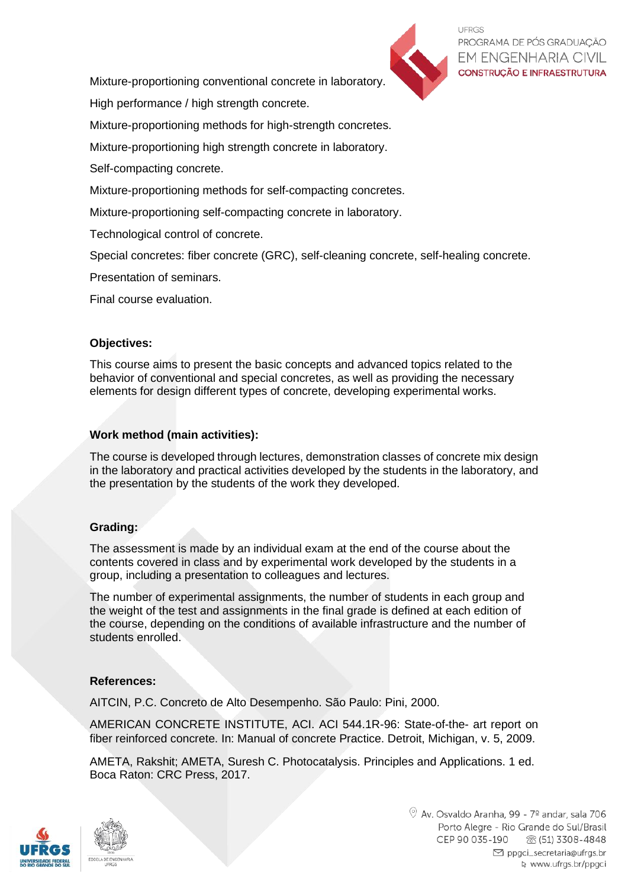Mixture-proportioning conventional concrete in laboratory.

High performance / high strength concrete.

Mixture-proportioning methods for high-strength concretes.

Mixture-proportioning high strength concrete in laboratory.

Self-compacting concrete.

Mixture-proportioning methods for self-compacting concretes.

Mixture-proportioning self-compacting concrete in laboratory.

Technological control of concrete.

Special concretes: fiber concrete (GRC), self-cleaning concrete, self-healing concrete.

Presentation of seminars.

Final course evaluation.

**Objectives:**

This course aims to present the basic concepts and advanced topics related to the behavior of conventional and special concretes, as well as providing the necessary elements for design different types of concrete, developing experimental works.

**Work method (main activities):**

The course is developed through lectures, demonstration classes of concrete mix design in the laboratory and practical activities developed by the students in the laboratory, and the presentation by the students of the work they developed.

**Grading:**

The assessment is made by an individual exam at the end of the course about the contents covered in class and by experimental work developed by the students in a group, including a presentation to colleagues and lectures.

The number of experimental assignments, the number of students in each group and the weight of the test and assignments in the final grade is defined at each edition of the course, depending on the conditions of available infrastructure and the number of students enrolled.

**References:**

AITCIN, P.C. Concreto de Alto Desempenho. São Paulo: Pini, 2000.

AMERICAN CONCRETE INSTITUTE, ACI. ACI 544.1R-96: State-of-the- art report on fiber reinforced concrete. In: Manual of concrete Practice. Detroit, Michigan, v. 5, 2009.

AMETA, Rakshit; AMETA, Suresh C. Photocatalysis. Principles and Applications. 1 ed. Boca Raton: CRC Press, 2017.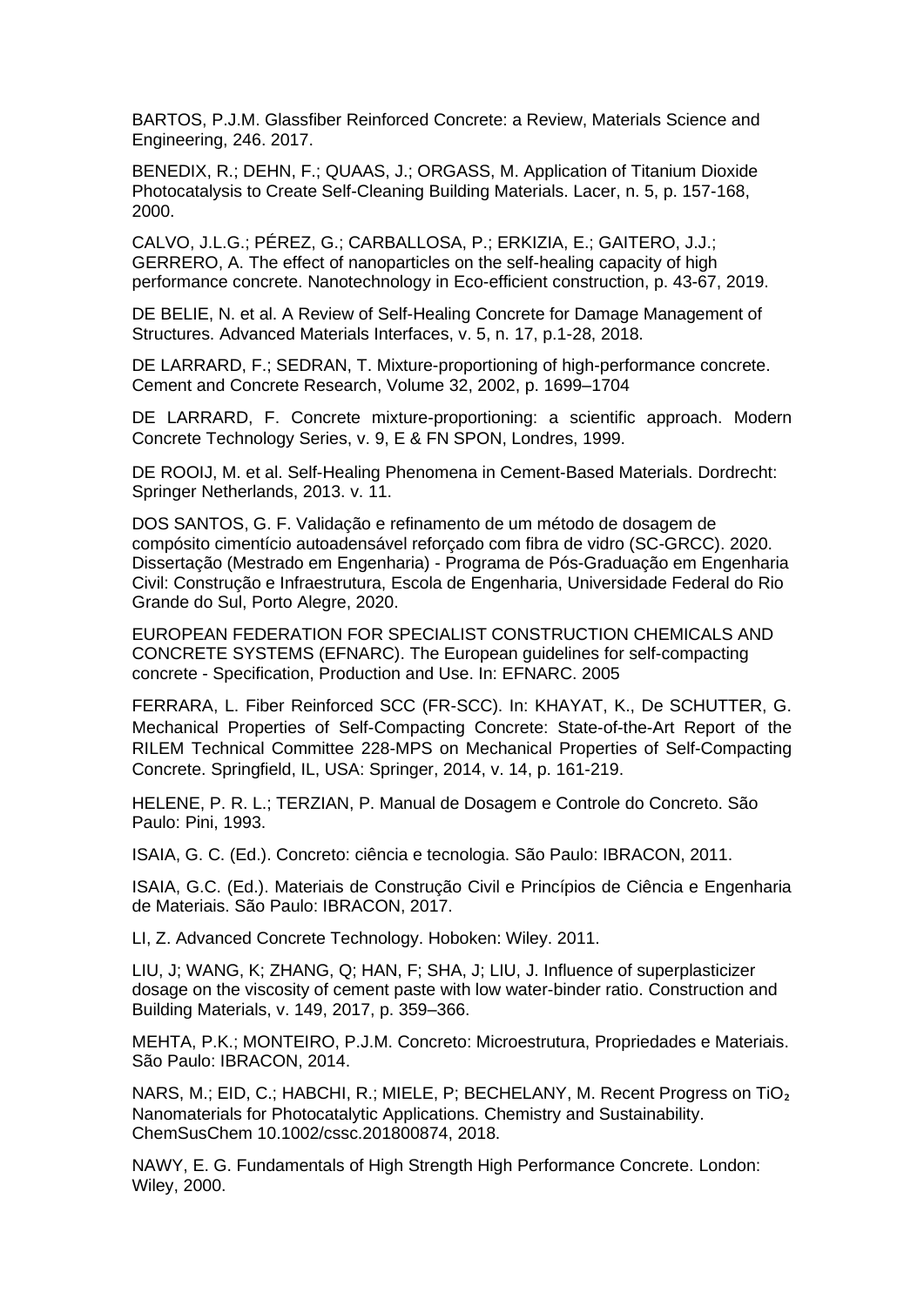BARTOS, P.J.M. Glassfiber Reinforced Concrete: a Review, Materials Science and Engineering, 246. 2017.

BENEDIX, R.; DEHN, F.; QUAAS, J.; ORGASS, M. Application of Titanium Dioxide Photocatalysis to Create Self-Cleaning Building Materials. Lacer, n. 5, p. 157-168, 2000.

CALVO, J.L.G.; PÉREZ, G.; CARBALLOSA, P.; ERKIZIA, E.; GAITERO, J.J.; GERRERO, A. The effect of nanoparticles on the self-healing capacity of high performance concrete. Nanotechnology in Eco-efficient construction, p. 43-67, 2019.

DE BELIE, N. et al. A Review of Self-Healing Concrete for Damage Management of Structures. Advanced Materials Interfaces, v. 5, n. 17, p.1-28, 2018.

DE LARRARD, F.; SEDRAN, T. Mixture-proportioning of high-performance concrete. Cement and Concrete Research, Volume 32, 2002, p. 1699–1704

DE LARRARD, F. Concrete mixture-proportioning: a scientific approach. Modern Concrete Technology Series, v. 9, E & FN SPON, Londres, 1999.

DE ROOIJ, M. et al. Self-Healing Phenomena in Cement-Based Materials. Dordrecht: Springer Netherlands, 2013. v. 11.

DOS SANTOS, G. F. Validação e refinamento de um método de dosagem de compósito cimentício autoadensável reforçado com fibra de vidro (SC-GRCC). 2020. Dissertação (Mestrado em Engenharia) - Programa de Pós-Graduação em Engenharia Civil: Construção e Infraestrutura, Escola de Engenharia, Universidade Federal do Rio Grande do Sul, Porto Alegre, 2020.

EUROPEAN FEDERATION FOR SPECIALIST CONSTRUCTION CHEMICALS AND CONCRETE SYSTEMS (EFNARC). The European guidelines for self-compacting concrete - Specification, Production and Use. In: EFNARC. 2005

FERRARA, L. Fiber Reinforced SCC (FR-SCC). In: KHAYAT, K., De SCHUTTER, G. Mechanical Properties of Self-Compacting Concrete: State-of-the-Art Report of the RILEM Technical Committee 228-MPS on Mechanical Properties of Self-Compacting Concrete. Springfield, IL, USA: Springer, 2014, v. 14, p. 161-219.

HELENE, P. R. L.; TERZIAN, P. Manual de Dosagem e Controle do Concreto. São Paulo: Pini, 1993.

ISAIA, G. C. (Ed.). Concreto: ciência e tecnologia. São Paulo: IBRACON, 2011.

ISAIA, G.C. (Ed.). Materiais de Construção Civil e Princípios de Ciência e Engenharia de Materiais. São Paulo: IBRACON, 2017.

LI, Z. Advanced Concrete Technology. Hoboken: Wiley. 2011.

LIU, J; WANG, K; ZHANG, Q; HAN, F; SHA, J; LIU, J. Influence of superplasticizer dosage on the viscosity of cement paste with low water-binder ratio. Construction and Building Materials, v. 149, 2017, p. 359–366.

MEHTA, P.K.; MONTEIRO, P.J.M. Concreto: Microestrutura, Propriedades e Materiais. São Paulo: IBRACON, 2014.

NARS, M.; EID, C.; HABCHI, R.; MIELE, P; BECHELANY, M. Recent Progress on $TiO_2$ Nanomaterials for Photocatalytic Applications. Chemistry and Sustainability. ChemSusChem 10.1002/cssc.201800874, 2018.

NAWY, E. G. Fundamentals of High Strength High Performance Concrete. London: Wiley, 2000.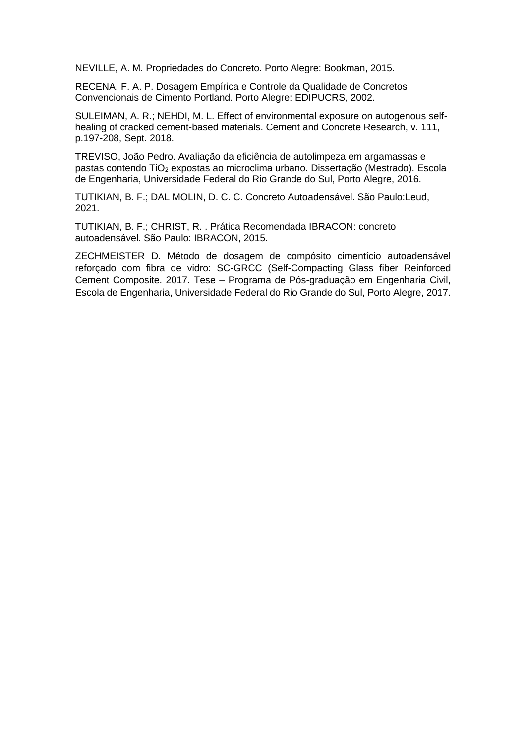NEVILLE, A. M. Propriedades do Concreto. Porto Alegre: Bookman, 2015.

RECENA, F. A. P. Dosagem Empírica e Controle da Qualidade de Concretos Convencionais de Cimento Portland. Porto Alegre: EDIPUCRS, 2002.

SULEIMAN, A. R.; NEHDI, M. L. Effect of environmental exposure on autogenous self-healing of cracked cement-based materials. Cement and Concrete Research, v. 111, p.197-208, Sept. 2018.

TREVISO, João Pedro. Avaliação da eficiência de autolimpeza em argamassas e pastas contendo $TiO_2$ expostas ao microclima urbano. Dissertação (Mestrado). Escola de Engenharia, Universidade Federal do Rio Grande do Sul, Porto Alegre, 2016.

TUTIKIAN, B. F.; DAL MOLIN, D. C. C. Concreto Autoadensável. São Paulo:Leud, 2021.

TUTIKIAN, B. F.; CHRIST, R. . Prática Recomendada IBRACON: concreto autoadensável. São Paulo: IBRACON, 2015.

ZECHMEISTER D. Método de dosagem de compósito cimentício autoadensável reforçado com fibra de vidro: SC-GRCC (Self-Compacting Glass fiber Reinforced Cement Composite. 2017. Tese – Programa de Pós-graduação em Engenharia Civil, Escola de Engenharia, Universidade Federal do Rio Grande do Sul, Porto Alegre, 2017.